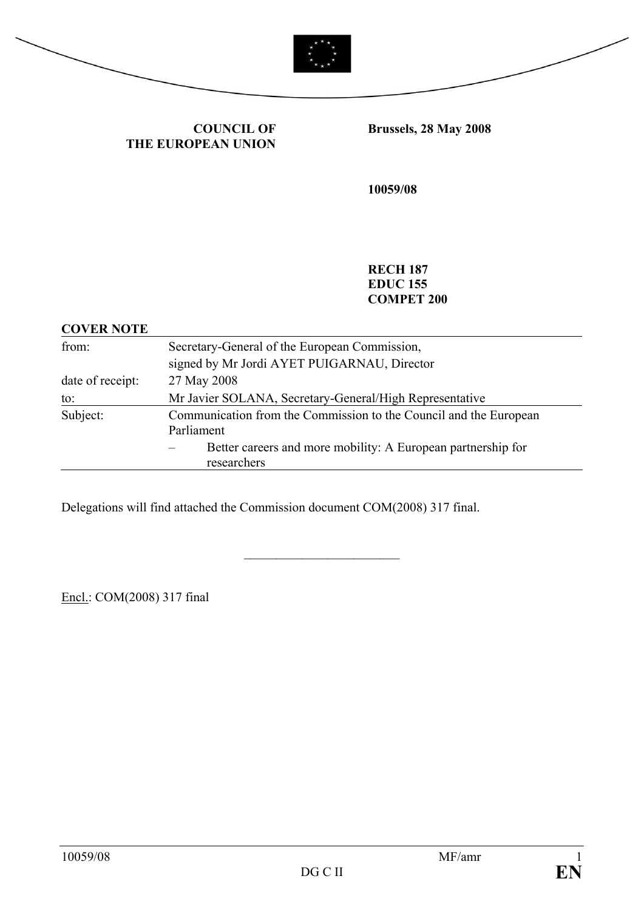**COUNCIL OF THE EUROPEAN UNION**

**Brussels, 28 May 2008**

**10059/08**

**RECH 187**
**EDUC 155**
**COMPET 200**

**COVER NOTE**

| | |
|---|---|
| from: | Secretary-General of the European Commission, signed by Mr Jordi AYET PUIGARNAU, Director |
| date of receipt: | 27 May 2008 |
| to: | Mr Javier SOLANA, Secretary-General/High Representative |
| Subject: | Communication from the Commission to the Council and the European Parliament<br>– Better careers and more mobility: A European partnership for researchers |

Delegations will find attached the Commission document COM(2008) 317 final.

---

Encl.: COM(2008) 317 final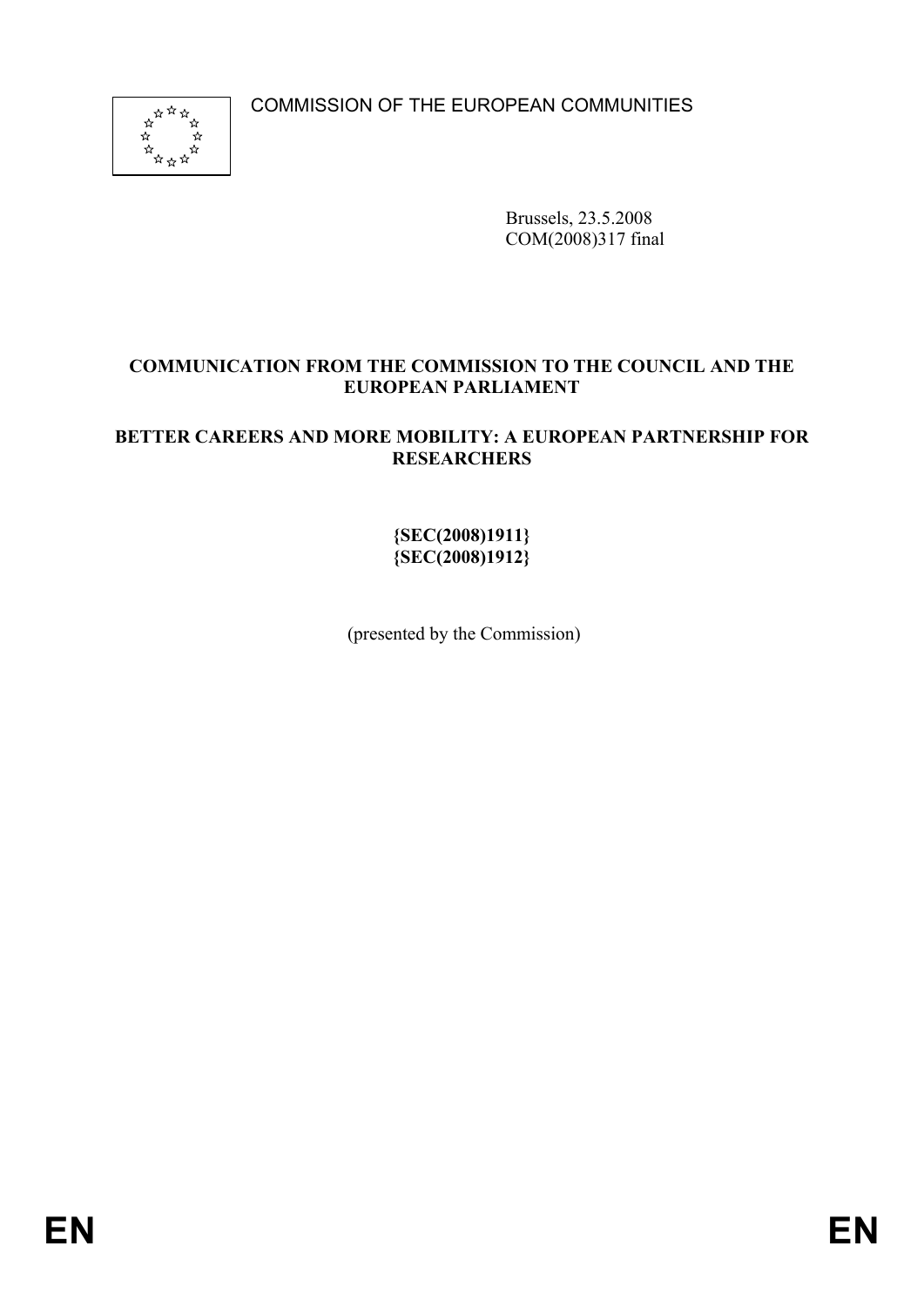COMMISSION OF THE EUROPEAN COMMUNITIES

Brussels, 23.5.2008
COM(2008)317 final

**COMMUNICATION FROM THE COMMISSION TO THE COUNCIL AND THE EUROPEAN PARLIAMENT**

**BETTER CAREERS AND MORE MOBILITY: A EUROPEAN PARTNERSHIP FOR RESEARCHERS**

**{SEC(2008)1911}**
**{SEC(2008)1912}**

(presented by the Commission)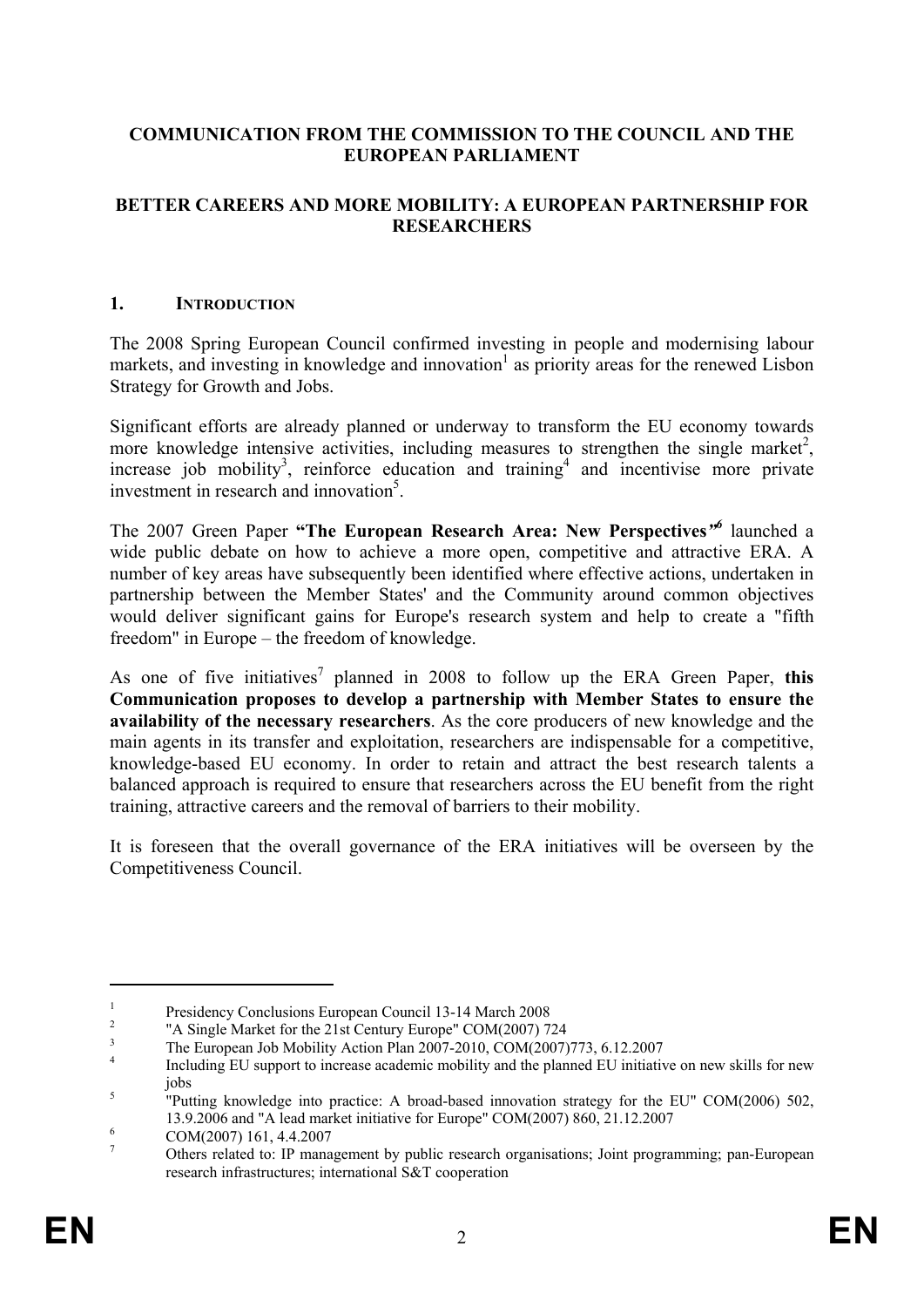**COMMUNICATION FROM THE COMMISSION TO THE COUNCIL AND THE EUROPEAN PARLIAMENT**

**BETTER CAREERS AND MORE MOBILITY: A EUROPEAN PARTNERSHIP FOR RESEARCHERS**

## 1. INTRODUCTION

The 2008 Spring European Council confirmed investing in people and modernising labour markets, and investing in knowledge and innovation[1] as priority areas for the renewed Lisbon Strategy for Growth and Jobs.

Significant efforts are already planned or underway to transform the EU economy towards more knowledge intensive activities, including measures to strengthen the single market[2], increase job mobility[3], reinforce education and training[4] and incentivise more private investment in research and innovation[5].

The 2007 Green Paper **"The European Research Area: New Perspectives"**[6] launched a wide public debate on how to achieve a more open, competitive and attractive ERA. A number of key areas have subsequently been identified where effective actions, undertaken in partnership between the Member States' and the Community around common objectives would deliver significant gains for Europe's research system and help to create a "fifth freedom" in Europe – the freedom of knowledge.

As one of five initiatives[7] planned in 2008 to follow up the ERA Green Paper, **this Communication proposes to develop a partnership with Member States to ensure the availability of the necessary researchers**. As the core producers of new knowledge and the main agents in its transfer and exploitation, researchers are indispensable for a competitive, knowledge-based EU economy. In order to retain and attract the best research talents a balanced approach is required to ensure that researchers across the EU benefit from the right training, attractive careers and the removal of barriers to their mobility.

It is foreseen that the overall governance of the ERA initiatives will be overseen by the Competitiveness Council.

---

[1] Presidency Conclusions European Council 13-14 March 2008

[2] "A Single Market for the 21st Century Europe" COM(2007) 724

[3] The European Job Mobility Action Plan 2007-2010, COM(2007)773, 6.12.2007

[4] Including EU support to increase academic mobility and the planned EU initiative on new skills for new jobs

[5] "Putting knowledge into practice: A broad-based innovation strategy for the EU" COM(2006) 502, 13.9.2006 and "A lead market initiative for Europe" COM(2007) 860, 21.12.2007

[6] COM(2007) 161, 4.4.2007

[7] Others related to: IP management by public research organisations; Joint programming; pan-European research infrastructures; international S&T cooperation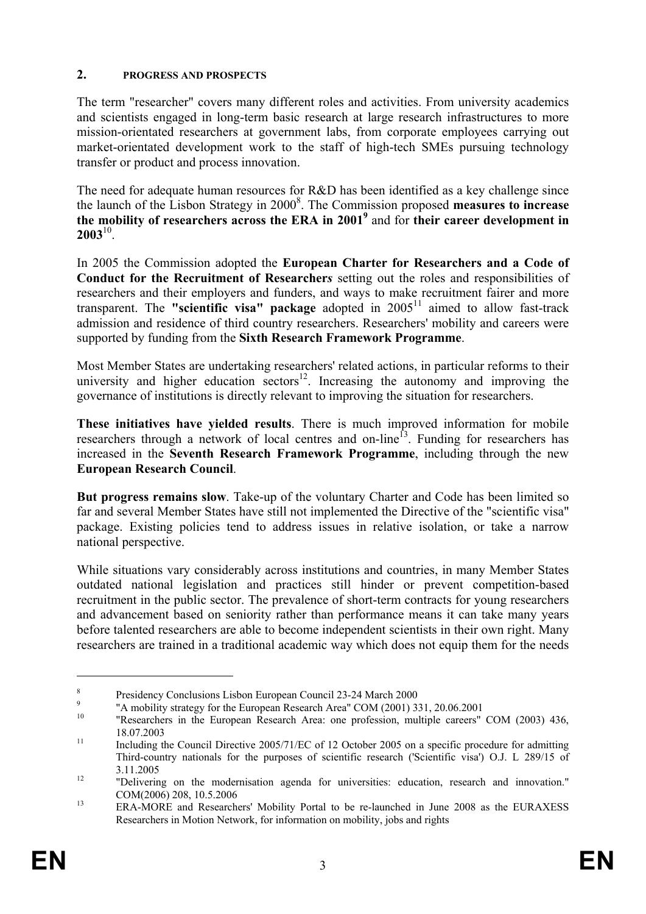## 2. PROGRESS AND PROSPECTS

The term "researcher" covers many different roles and activities. From university academics and scientists engaged in long-term basic research at large research infrastructures to more mission-orientated researchers at government labs, from corporate employees carrying out market-orientated development work to the staff of high-tech SMEs pursuing technology transfer or product and process innovation.

The need for adequate human resources for R&D has been identified as a key challenge since the launch of the Lisbon Strategy in 2000[8]. The Commission proposed **measures to increase the mobility of researchers across the ERA in 2001**[9] and for **their career development in 2003**[10].

In 2005 the Commission adopted the **European Charter for Researchers and a Code of Conduct for the Recruitment of Researchers** setting out the roles and responsibilities of researchers and their employers and funders, and ways to make recruitment fairer and more transparent. The **"scientific visa" package** adopted in 2005[11] aimed to allow fast-track admission and residence of third country researchers. Researchers' mobility and careers were supported by funding from the **Sixth Research Framework Programme**.

Most Member States are undertaking researchers' related actions, in particular reforms to their university and higher education sectors[12]. Increasing the autonomy and improving the governance of institutions is directly relevant to improving the situation for researchers.

**These initiatives have yielded results**. There is much improved information for mobile researchers through a network of local centres and on-line[13]. Funding for researchers has increased in the **Seventh Research Framework Programme**, including through the new **European Research Council**.

**But progress remains slow**. Take-up of the voluntary Charter and Code has been limited so far and several Member States have still not implemented the Directive of the "scientific visa" package. Existing policies tend to address issues in relative isolation, or take a narrow national perspective.

While situations vary considerably across institutions and countries, in many Member States outdated national legislation and practices still hinder or prevent competition-based recruitment in the public sector. The prevalence of short-term contracts for young researchers and advancement based on seniority rather than performance means it can take many years before talented researchers are able to become independent scientists in their own right. Many researchers are trained in a traditional academic way which does not equip them for the needs

---

[8] Presidency Conclusions Lisbon European Council 23-24 March 2000

[9] "A mobility strategy for the European Research Area" COM (2001) 331, 20.06.2001

[10] "Researchers in the European Research Area: one profession, multiple careers" COM (2003) 436, 18.07.2003

[11] Including the Council Directive 2005/71/EC of 12 October 2005 on a specific procedure for admitting Third-country nationals for the purposes of scientific research ('Scientific visa') O.J. L 289/15 of 3.11.2005

[12] "Delivering on the modernisation agenda for universities: education, research and innovation." COM(2006) 208, 10.5.2006

[13] ERA-MORE and Researchers' Mobility Portal to be re-launched in June 2008 as the EURAXESS Researchers in Motion Network, for information on mobility, jobs and rights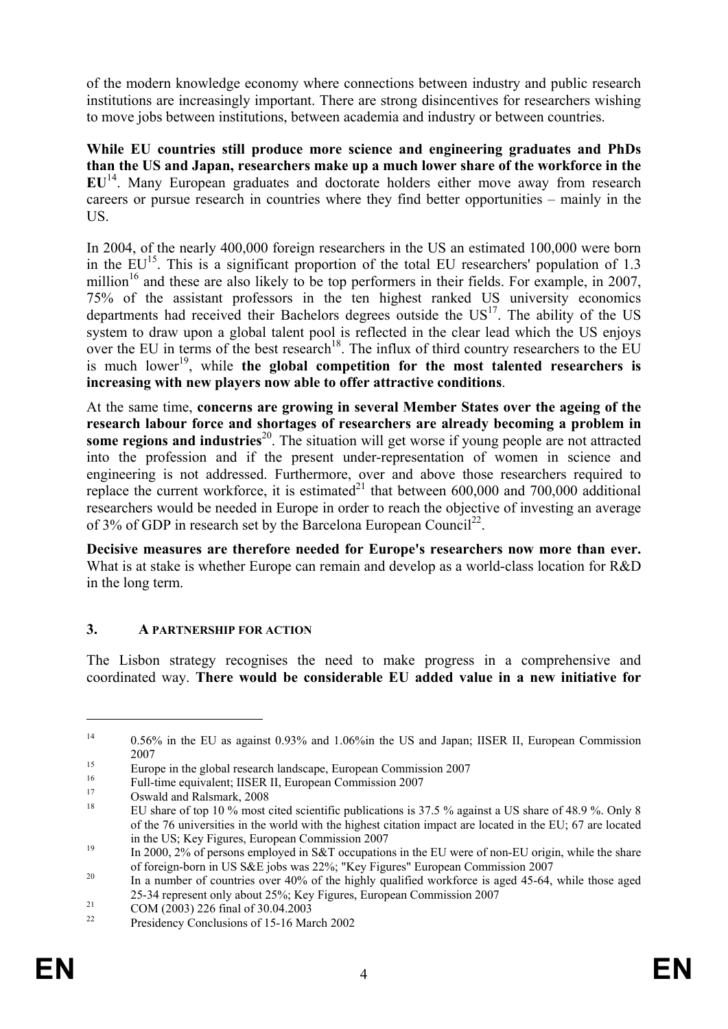of the modern knowledge economy where connections between industry and public research institutions are increasingly important. There are strong disincentives for researchers wishing to move jobs between institutions, between academia and industry or between countries.

**While EU countries still produce more science and engineering graduates and PhDs than the US and Japan, researchers make up a much lower share of the workforce in the EU**[14]. Many European graduates and doctorate holders either move away from research careers or pursue research in countries where they find better opportunities – mainly in the US.

In 2004, of the nearly 400,000 foreign researchers in the US an estimated 100,000 were born in the EU[15]. This is a significant proportion of the total EU researchers' population of 1.3 million[16] and these are also likely to be top performers in their fields. For example, in 2007, 75% of the assistant professors in the ten highest ranked US university economics departments had received their Bachelors degrees outside the US[17]. The ability of the US system to draw upon a global talent pool is reflected in the clear lead which the US enjoys over the EU in terms of the best research[18]. The influx of third country researchers to the EU is much lower[19], while **the global competition for the most talented researchers is increasing with new players now able to offer attractive conditions**.

At the same time, **concerns are growing in several Member States over the ageing of the research labour force and shortages of researchers are already becoming a problem in some regions and industries**[20]. The situation will get worse if young people are not attracted into the profession and if the present under-representation of women in science and engineering is not addressed. Furthermore, over and above those researchers required to replace the current workforce, it is estimated[21] that between 600,000 and 700,000 additional researchers would be needed in Europe in order to reach the objective of investing an average of 3% of GDP in research set by the Barcelona European Council[22].

**Decisive measures are therefore needed for Europe's researchers now more than ever.** What is at stake is whether Europe can remain and develop as a world-class location for R&D in the long term.

## 3. A PARTNERSHIP FOR ACTION

The Lisbon strategy recognises the need to make progress in a comprehensive and coordinated way. **There would be considerable EU added value in a new initiative for**

---

[14] 0.56% in the EU as against 0.93% and 1.06%in the US and Japan; IISER II, European Commission 2007

[15] Europe in the global research landscape, European Commission 2007

[16] Full-time equivalent; IISER II, European Commission 2007

[17] Oswald and Ralsmark, 2008

[18] EU share of top 10 % most cited scientific publications is 37.5 % against a US share of 48.9 %. Only 8 of the 76 universities in the world with the highest citation impact are located in the EU; 67 are located in the US; Key Figures, European Commission 2007

[19] In 2000, 2% of persons employed in S&T occupations in the EU were of non-EU origin, while the share of foreign-born in US S&E jobs was 22%; "Key Figures" European Commission 2007

[20] In a number of countries over 40% of the highly qualified workforce is aged 45-64, while those aged 25-34 represent only about 25%; Key Figures, European Commission 2007

[21] COM (2003) 226 final of 30.04.2003

[22] Presidency Conclusions of 15-16 March 2002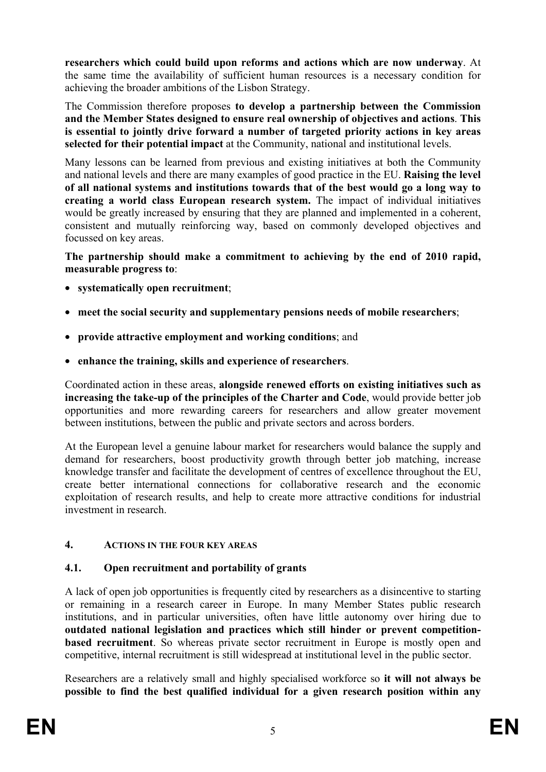**researchers which could build upon reforms and actions which are now underway**. At the same time the availability of sufficient human resources is a necessary condition for achieving the broader ambitions of the Lisbon Strategy.

The Commission therefore proposes **to develop a partnership between the Commission and the Member States designed to ensure real ownership of objectives and actions**. **This is essential to jointly drive forward a number of targeted priority actions in key areas selected for their potential impact** at the Community, national and institutional levels.

Many lessons can be learned from previous and existing initiatives at both the Community and national levels and there are many examples of good practice in the EU. **Raising the level of all national systems and institutions towards that of the best would go a long way to creating a world class European research system.** The impact of individual initiatives would be greatly increased by ensuring that they are planned and implemented in a coherent, consistent and mutually reinforcing way, based on commonly developed objectives and focussed on key areas.

**The partnership should make a commitment to achieving by the end of 2010 rapid, measurable progress to**:

- **systematically open recruitment**;
- **meet the social security and supplementary pensions needs of mobile researchers**;
- **provide attractive employment and working conditions**; and
- **enhance the training, skills and experience of researchers**.

Coordinated action in these areas, **alongside renewed efforts on existing initiatives such as increasing the take-up of the principles of the Charter and Code**, would provide better job opportunities and more rewarding careers for researchers and allow greater movement between institutions, between the public and private sectors and across borders.

At the European level a genuine labour market for researchers would balance the supply and demand for researchers, boost productivity growth through better job matching, increase knowledge transfer and facilitate the development of centres of excellence throughout the EU, create better international connections for collaborative research and the economic exploitation of research results, and help to create more attractive conditions for industrial investment in research.

## 4. ACTIONS IN THE FOUR KEY AREAS

### 4.1. Open recruitment and portability of grants

A lack of open job opportunities is frequently cited by researchers as a disincentive to starting or remaining in a research career in Europe. In many Member States public research institutions, and in particular universities, often have little autonomy over hiring due to **outdated national legislation and practices which still hinder or prevent competition-based recruitment**. So whereas private sector recruitment in Europe is mostly open and competitive, internal recruitment is still widespread at institutional level in the public sector.

Researchers are a relatively small and highly specialised workforce so **it will not always be possible to find the best qualified individual for a given research position within any**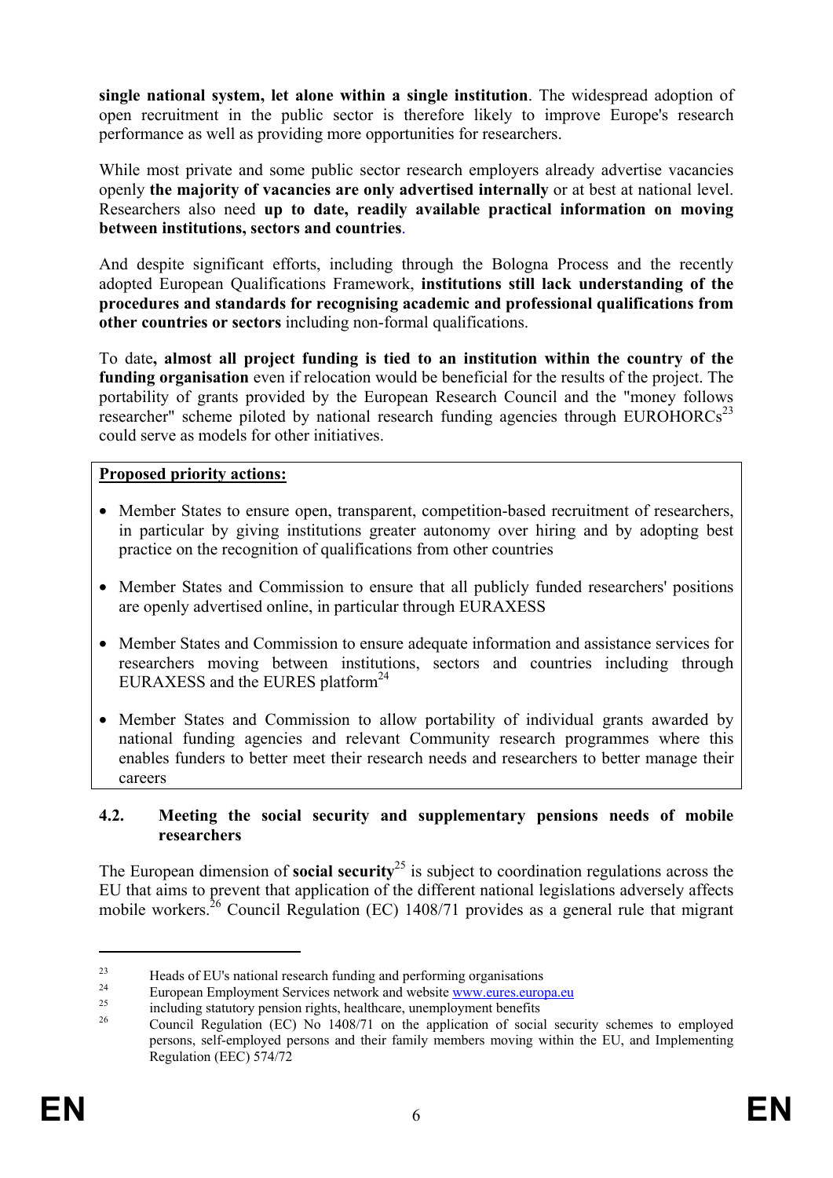**single national system, let alone within a single institution**. The widespread adoption of open recruitment in the public sector is therefore likely to improve Europe's research performance as well as providing more opportunities for researchers.

While most private and some public sector research employers already advertise vacancies openly **the majority of vacancies are only advertised internally** or at best at national level. Researchers also need **up to date, readily available practical information on moving between institutions, sectors and countries**.

And despite significant efforts, including through the Bologna Process and the recently adopted European Qualifications Framework, **institutions still lack understanding of the procedures and standards for recognising academic and professional qualifications from other countries or sectors** including non-formal qualifications.

To date**, almost all project funding is tied to an institution within the country of the funding organisation** even if relocation would be beneficial for the results of the project. The portability of grants provided by the European Research Council and the "money follows researcher" scheme piloted by national research funding agencies through EUROHORCs[23] could serve as models for other initiatives.

**Proposed priority actions:**

- Member States to ensure open, transparent, competition-based recruitment of researchers, in particular by giving institutions greater autonomy over hiring and by adopting best practice on the recognition of qualifications from other countries
- Member States and Commission to ensure that all publicly funded researchers' positions are openly advertised online, in particular through EURAXESS
- Member States and Commission to ensure adequate information and assistance services for researchers moving between institutions, sectors and countries including through EURAXESS and the EURES platform[24]
- Member States and Commission to allow portability of individual grants awarded by national funding agencies and relevant Community research programmes where this enables funders to better meet their research needs and researchers to better manage their careers

## 4.2. Meeting the social security and supplementary pensions needs of mobile researchers

The European dimension of **social security**[25] is subject to coordination regulations across the EU that aims to prevent that application of the different national legislations adversely affects mobile workers.[26] Council Regulation (EC) 1408/71 provides as a general rule that migrant

---

[23] Heads of EU's national research funding and performing organisations

[24] European Employment Services network and website www.eures.europa.eu

[25] including statutory pension rights, healthcare, unemployment benefits

[26] Council Regulation (EC) No 1408/71 on the application of social security schemes to employed persons, self-employed persons and their family members moving within the EU, and Implementing Regulation (EEC) 574/72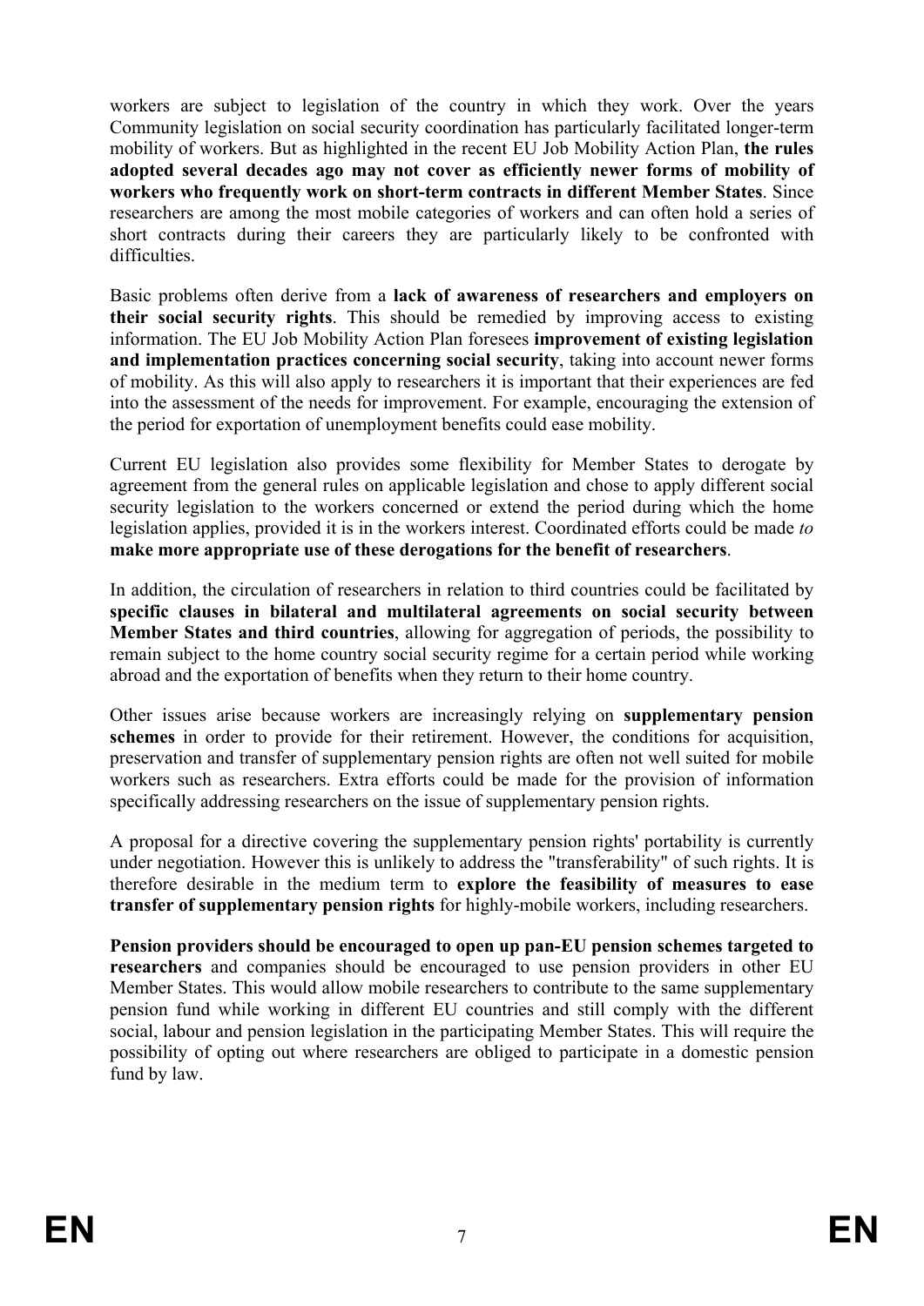workers are subject to legislation of the country in which they work. Over the years Community legislation on social security coordination has particularly facilitated longer-term mobility of workers. But as highlighted in the recent EU Job Mobility Action Plan, **the rules adopted several decades ago may not cover as efficiently newer forms of mobility of workers who frequently work on short-term contracts in different Member States**. Since researchers are among the most mobile categories of workers and can often hold a series of short contracts during their careers they are particularly likely to be confronted with difficulties.

Basic problems often derive from a **lack of awareness of researchers and employers on their social security rights**. This should be remedied by improving access to existing information. The EU Job Mobility Action Plan foresees **improvement of existing legislation and implementation practices concerning social security**, taking into account newer forms of mobility. As this will also apply to researchers it is important that their experiences are fed into the assessment of the needs for improvement. For example, encouraging the extension of the period for exportation of unemployment benefits could ease mobility.

Current EU legislation also provides some flexibility for Member States to derogate by agreement from the general rules on applicable legislation and chose to apply different social security legislation to the workers concerned or extend the period during which the home legislation applies, provided it is in the workers interest. Coordinated efforts could be made *to* **make more appropriate use of these derogations for the benefit of researchers**.

In addition, the circulation of researchers in relation to third countries could be facilitated by **specific clauses in bilateral and multilateral agreements on social security between Member States and third countries**, allowing for aggregation of periods, the possibility to remain subject to the home country social security regime for a certain period while working abroad and the exportation of benefits when they return to their home country.

Other issues arise because workers are increasingly relying on **supplementary pension schemes** in order to provide for their retirement. However, the conditions for acquisition, preservation and transfer of supplementary pension rights are often not well suited for mobile workers such as researchers. Extra efforts could be made for the provision of information specifically addressing researchers on the issue of supplementary pension rights.

A proposal for a directive covering the supplementary pension rights' portability is currently under negotiation. However this is unlikely to address the "transferability" of such rights. It is therefore desirable in the medium term to **explore the feasibility of measures to ease transfer of supplementary pension rights** for highly-mobile workers, including researchers.

**Pension providers should be encouraged to open up pan-EU pension schemes targeted to researchers** and companies should be encouraged to use pension providers in other EU Member States. This would allow mobile researchers to contribute to the same supplementary pension fund while working in different EU countries and still comply with the different social, labour and pension legislation in the participating Member States. This will require the possibility of opting out where researchers are obliged to participate in a domestic pension fund by law.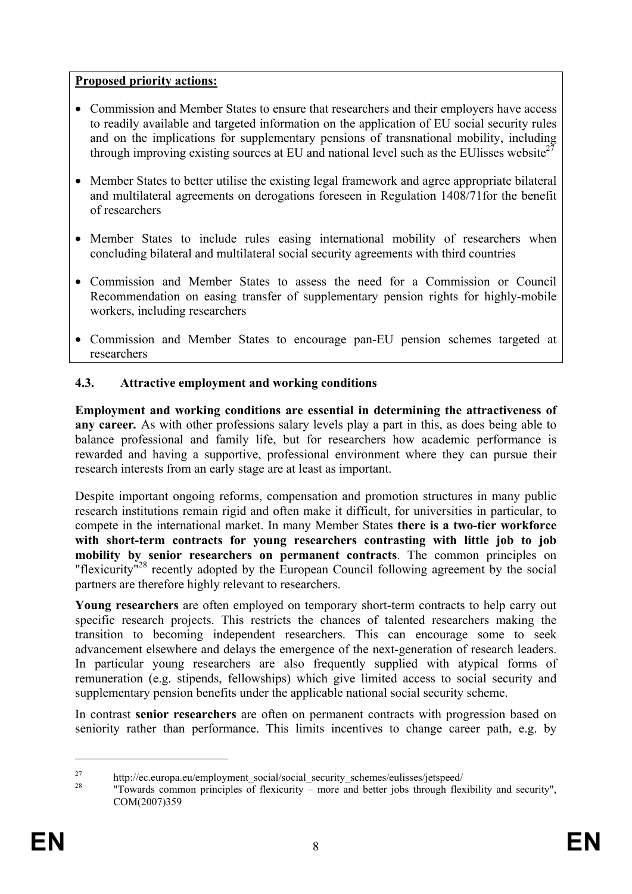**Proposed priority actions:**

- Commission and Member States to ensure that researchers and their employers have access to readily available and targeted information on the application of EU social security rules and on the implications for supplementary pensions of transnational mobility, including through improving existing sources at EU and national level such as the EUlisses website[27]
- Member States to better utilise the existing legal framework and agree appropriate bilateral and multilateral agreements on derogations foreseen in Regulation 1408/71for the benefit of researchers
- Member States to include rules easing international mobility of researchers when concluding bilateral and multilateral social security agreements with third countries
- Commission and Member States to assess the need for a Commission or Council Recommendation on easing transfer of supplementary pension rights for highly-mobile workers, including researchers
- Commission and Member States to encourage pan-EU pension schemes targeted at researchers

### 4.3. Attractive employment and working conditions

**Employment and working conditions are essential in determining the attractiveness of any career.** As with other professions salary levels play a part in this, as does being able to balance professional and family life, but for researchers how academic performance is rewarded and having a supportive, professional environment where they can pursue their research interests from an early stage are at least as important.

Despite important ongoing reforms, compensation and promotion structures in many public research institutions remain rigid and often make it difficult, for universities in particular, to compete in the international market. In many Member States **there is a two-tier workforce with short-term contracts for young researchers contrasting with little job to job mobility by senior researchers on permanent contracts**. The common principles on "flexicurity"[28] recently adopted by the European Council following agreement by the social partners are therefore highly relevant to researchers.

**Young researchers** are often employed on temporary short-term contracts to help carry out specific research projects. This restricts the chances of talented researchers making the transition to becoming independent researchers. This can encourage some to seek advancement elsewhere and delays the emergence of the next-generation of research leaders. In particular young researchers are also frequently supplied with atypical forms of remuneration (e.g. stipends, fellowships) which give limited access to social security and supplementary pension benefits under the applicable national social security scheme.

In contrast **senior researchers** are often on permanent contracts with progression based on seniority rather than performance. This limits incentives to change career path, e.g. by

[27] http://ec.europa.eu/employment_social/social_security_schemes/eulisses/jetspeed/

[28] "Towards common principles of flexicurity – more and better jobs through flexibility and security", COM(2007)359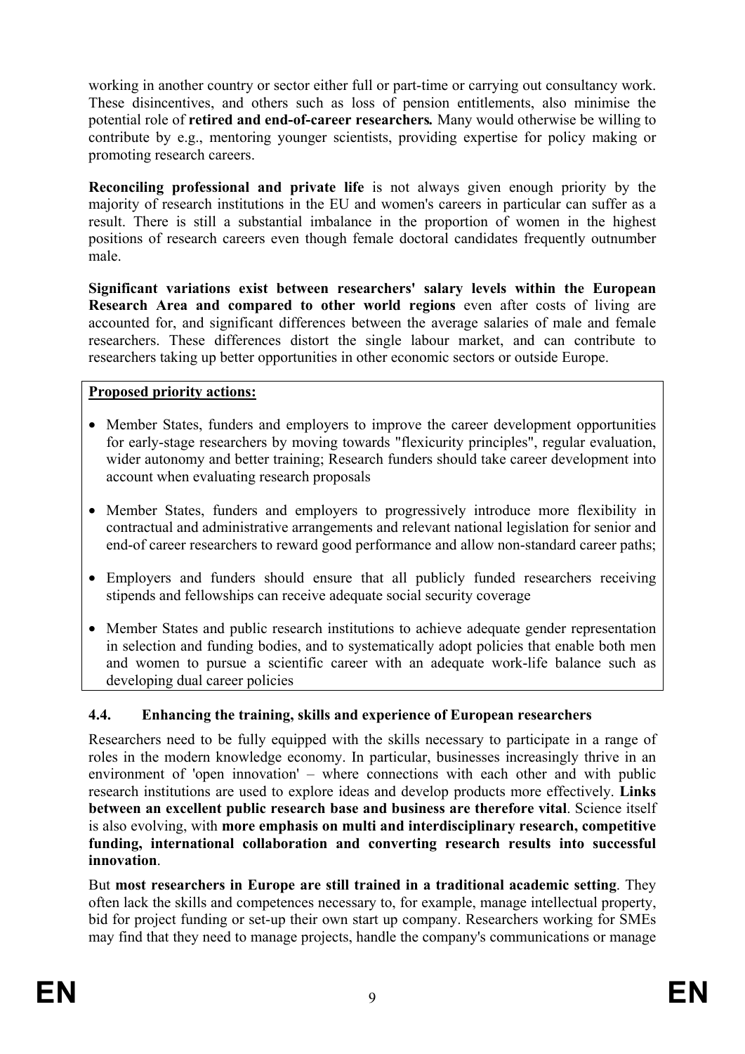working in another country or sector either full or part-time or carrying out consultancy work. These disincentives, and others such as loss of pension entitlements, also minimise the potential role of **retired and end-of-career researchers***.* Many would otherwise be willing to contribute by e.g., mentoring younger scientists, providing expertise for policy making or promoting research careers.

**Reconciling professional and private life** is not always given enough priority by the majority of research institutions in the EU and women's careers in particular can suffer as a result. There is still a substantial imbalance in the proportion of women in the highest positions of research careers even though female doctoral candidates frequently outnumber male.

**Significant variations exist between researchers' salary levels within the European Research Area and compared to other world regions** even after costs of living are accounted for, and significant differences between the average salaries of male and female researchers. These differences distort the single labour market, and can contribute to researchers taking up better opportunities in other economic sectors or outside Europe.

**Proposed priority actions:**

- Member States, funders and employers to improve the career development opportunities for early-stage researchers by moving towards "flexicurity principles", regular evaluation, wider autonomy and better training; Research funders should take career development into account when evaluating research proposals
- Member States, funders and employers to progressively introduce more flexibility in contractual and administrative arrangements and relevant national legislation for senior and end-of career researchers to reward good performance and allow non-standard career paths;
- Employers and funders should ensure that all publicly funded researchers receiving stipends and fellowships can receive adequate social security coverage
- Member States and public research institutions to achieve adequate gender representation in selection and funding bodies, and to systematically adopt policies that enable both men and women to pursue a scientific career with an adequate work-life balance such as developing dual career policies

### 4.4. Enhancing the training, skills and experience of European researchers

Researchers need to be fully equipped with the skills necessary to participate in a range of roles in the modern knowledge economy. In particular, businesses increasingly thrive in an environment of 'open innovation' – where connections with each other and with public research institutions are used to explore ideas and develop products more effectively. **Links between an excellent public research base and business are therefore vital**. Science itself is also evolving, with **more emphasis on multi and interdisciplinary research, competitive funding, international collaboration and converting research results into successful innovation**.

But **most researchers in Europe are still trained in a traditional academic setting**. They often lack the skills and competences necessary to, for example, manage intellectual property, bid for project funding or set-up their own start up company. Researchers working for SMEs may find that they need to manage projects, handle the company's communications or manage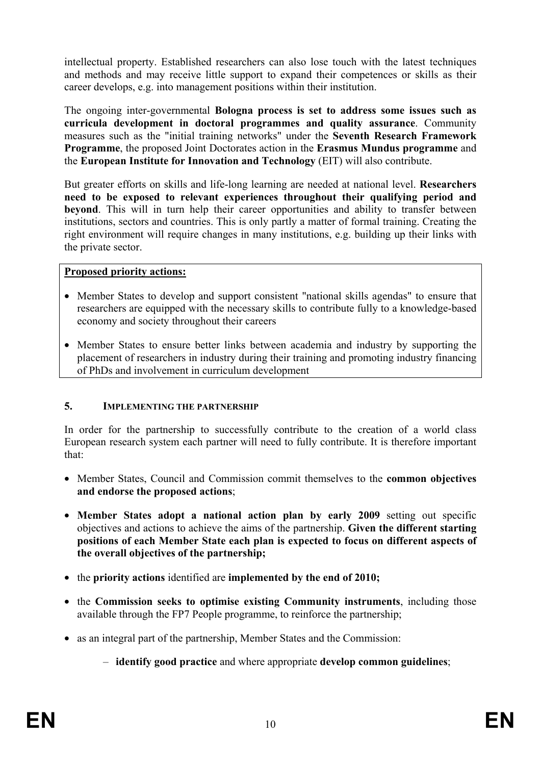intellectual property. Established researchers can also lose touch with the latest techniques and methods and may receive little support to expand their competences or skills as their career develops, e.g. into management positions within their institution.

The ongoing inter-governmental **Bologna process is set to address some issues such as curricula development in doctoral programmes and quality assurance**. Community measures such as the "initial training networks" under the **Seventh Research Framework Programme**, the proposed Joint Doctorates action in the **Erasmus Mundus programme** and the **European Institute for Innovation and Technology** (EIT) will also contribute.

But greater efforts on skills and life-long learning are needed at national level. **Researchers need to be exposed to relevant experiences throughout their qualifying period and beyond**. This will in turn help their career opportunities and ability to transfer between institutions, sectors and countries. This is only partly a matter of formal training. Creating the right environment will require changes in many institutions, e.g. building up their links with the private sector.

**Proposed priority actions:**

- Member States to develop and support consistent "national skills agendas" to ensure that researchers are equipped with the necessary skills to contribute fully to a knowledge-based economy and society throughout their careers
- Member States to ensure better links between academia and industry by supporting the placement of researchers in industry during their training and promoting industry financing of PhDs and involvement in curriculum development

## 5. IMPLEMENTING THE PARTNERSHIP

In order for the partnership to successfully contribute to the creation of a world class European research system each partner will need to fully contribute. It is therefore important that:

- Member States, Council and Commission commit themselves to the **common objectives and endorse the proposed actions**;
- **Member States adopt a national action plan by early 2009** setting out specific objectives and actions to achieve the aims of the partnership. **Given the different starting positions of each Member State each plan is expected to focus on different aspects of the overall objectives of the partnership;**
- the **priority actions** identified are **implemented by the end of 2010;**
- the **Commission seeks to optimise existing Community instruments**, including those available through the FP7 People programme, to reinforce the partnership;
- as an integral part of the partnership, Member States and the Commission:
  - **identify good practice** and where appropriate **develop common guidelines**;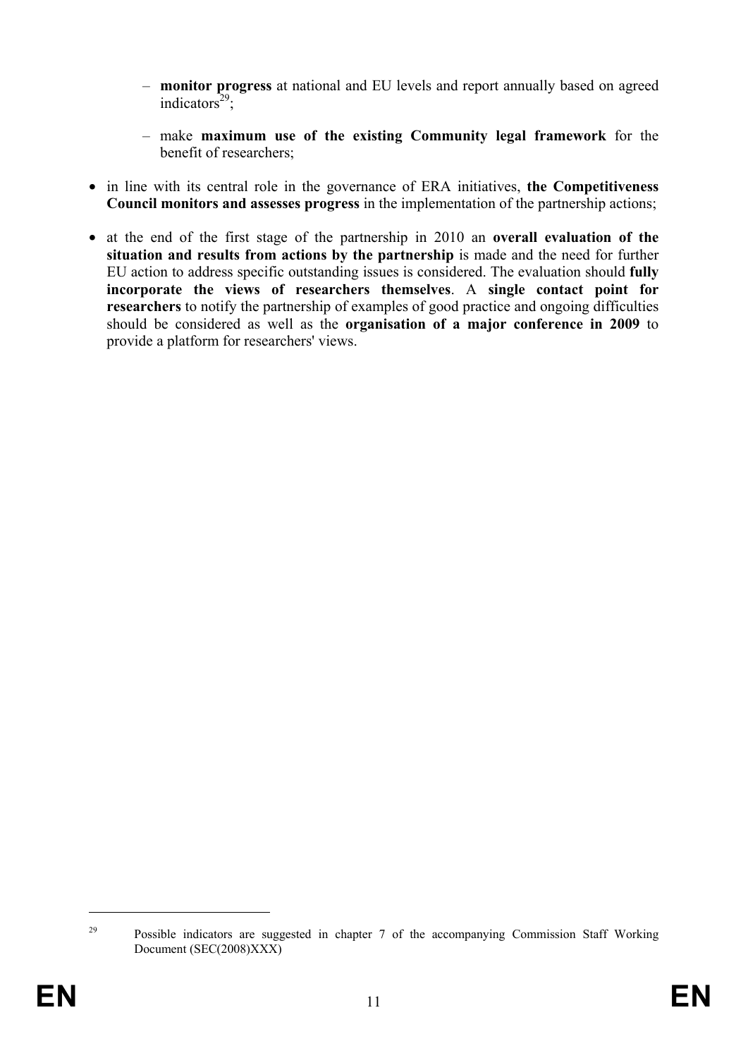- **monitor progress** at national and EU levels and report annually based on agreed indicators[29];
- make **maximum use of the existing Community legal framework** for the benefit of researchers;

- in line with its central role in the governance of ERA initiatives, **the Competitiveness Council monitors and assesses progress** in the implementation of the partnership actions;
- at the end of the first stage of the partnership in 2010 an **overall evaluation of the situation and results from actions by the partnership** is made and the need for further EU action to address specific outstanding issues is considered. The evaluation should **fully incorporate the views of researchers themselves**. A **single contact point for researchers** to notify the partnership of examples of good practice and ongoing difficulties should be considered as well as the **organisation of a major conference in 2009** to provide a platform for researchers' views.

---

[29] Possible indicators are suggested in chapter 7 of the accompanying Commission Staff Working Document (SEC(2008)XXX)